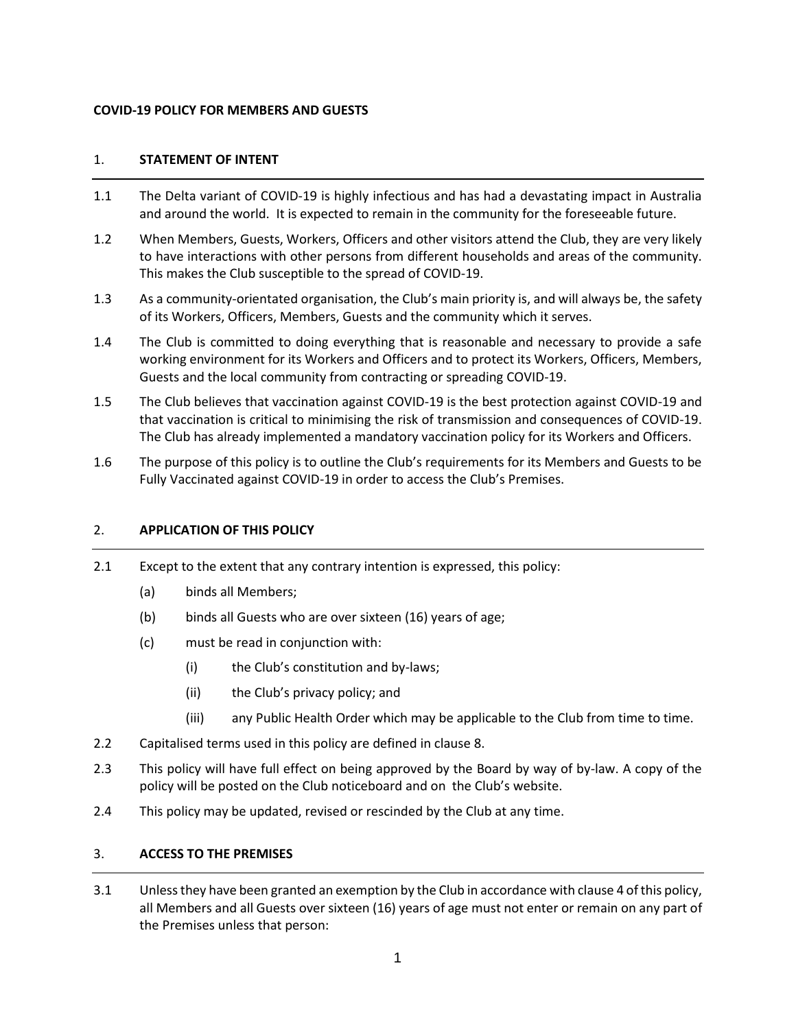**COVID-19 POLICY FOR MEMBERS AND GUESTS**

## 1. STATEMENT OF INTENT

1.1 The Delta variant of COVID-19 is highly infectious and has had a devastating impact in Australia and around the world. It is expected to remain in the community for the foreseeable future.

1.2 When Members, Guests, Workers, Officers and other visitors attend the Club, they are very likely to have interactions with other persons from different households and areas of the community. This makes the Club susceptible to the spread of COVID-19.

1.3 As a community-orientated organisation, the Club's main priority is, and will always be, the safety of its Workers, Officers, Members, Guests and the community which it serves.

1.4 The Club is committed to doing everything that is reasonable and necessary to provide a safe working environment for its Workers and Officers and to protect its Workers, Officers, Members, Guests and the local community from contracting or spreading COVID-19.

1.5 The Club believes that vaccination against COVID-19 is the best protection against COVID-19 and that vaccination is critical to minimising the risk of transmission and consequences of COVID-19. The Club has already implemented a mandatory vaccination policy for its Workers and Officers.

1.6 The purpose of this policy is to outline the Club's requirements for its Members and Guests to be Fully Vaccinated against COVID-19 in order to access the Club's Premises.

## 2. APPLICATION OF THIS POLICY

2.1 Except to the extent that any contrary intention is expressed, this policy:

- (a) binds all Members;
- (b) binds all Guests who are over sixteen (16) years of age;
- (c) must be read in conjunction with:
  - (i) the Club's constitution and by-laws;
  - (ii) the Club's privacy policy; and
  - (iii) any Public Health Order which may be applicable to the Club from time to time.

2.2 Capitalised terms used in this policy are defined in clause 8.

2.3 This policy will have full effect on being approved by the Board by way of by-law. A copy of the policy will be posted on the Club noticeboard and on the Club's website.

2.4 This policy may be updated, revised or rescinded by the Club at any time.

## 3. ACCESS TO THE PREMISES

3.1 Unless they have been granted an exemption by the Club in accordance with clause 4 of this policy, all Members and all Guests over sixteen (16) years of age must not enter or remain on any part of the Premises unless that person: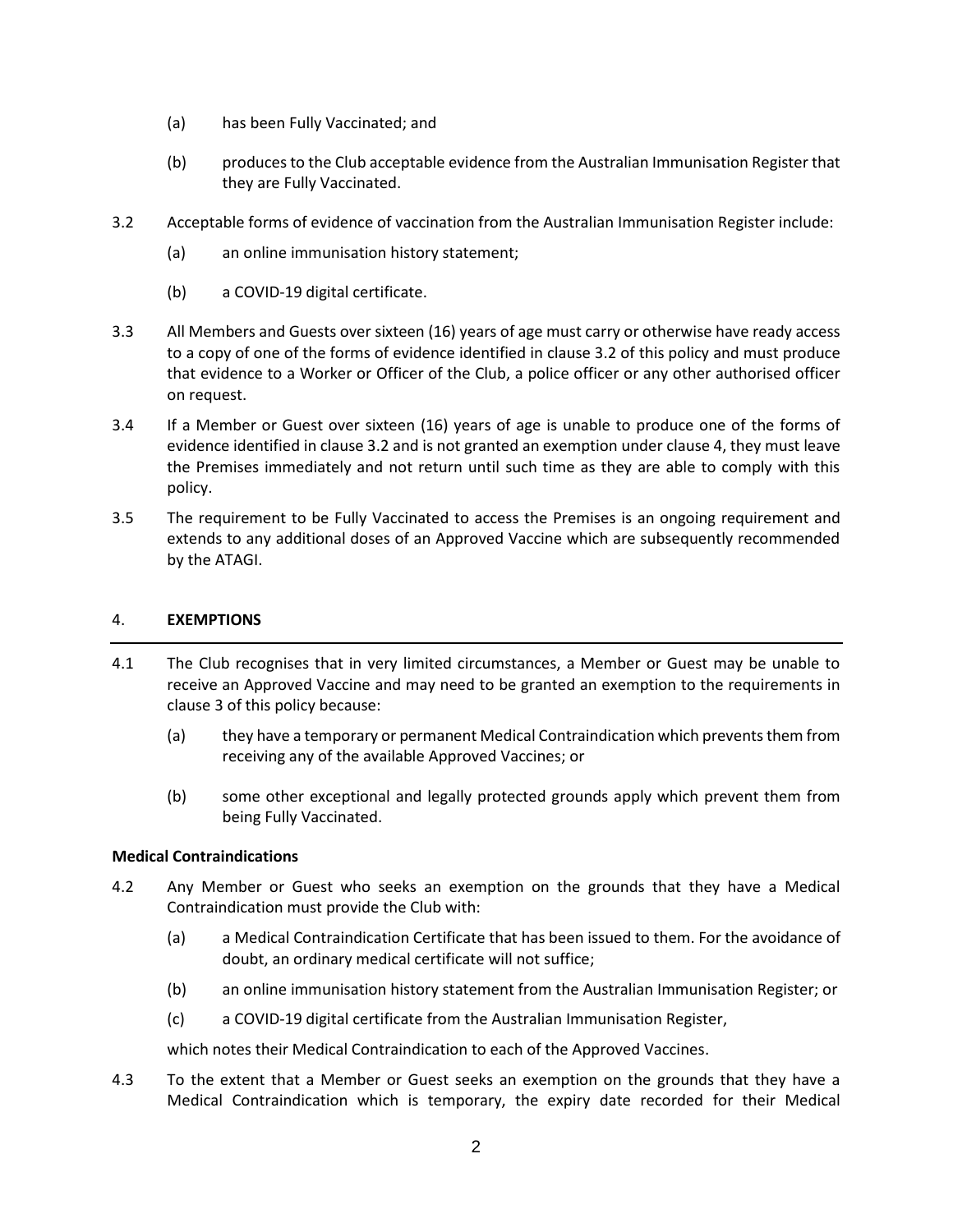(a) has been Fully Vaccinated; and

(b) produces to the Club acceptable evidence from the Australian Immunisation Register that they are Fully Vaccinated.

3.2 Acceptable forms of evidence of vaccination from the Australian Immunisation Register include:

(a) an online immunisation history statement;

(b) a COVID-19 digital certificate.

3.3 All Members and Guests over sixteen (16) years of age must carry or otherwise have ready access to a copy of one of the forms of evidence identified in clause 3.2 of this policy and must produce that evidence to a Worker or Officer of the Club, a police officer or any other authorised officer on request.

3.4 If a Member or Guest over sixteen (16) years of age is unable to produce one of the forms of evidence identified in clause 3.2 and is not granted an exemption under clause 4, they must leave the Premises immediately and not return until such time as they are able to comply with this policy.

3.5 The requirement to be Fully Vaccinated to access the Premises is an ongoing requirement and extends to any additional doses of an Approved Vaccine which are subsequently recommended by the ATAGI.

## 4. EXEMPTIONS

4.1 The Club recognises that in very limited circumstances, a Member or Guest may be unable to receive an Approved Vaccine and may need to be granted an exemption to the requirements in clause 3 of this policy because:

(a) they have a temporary or permanent Medical Contraindication which prevents them from receiving any of the available Approved Vaccines; or

(b) some other exceptional and legally protected grounds apply which prevent them from being Fully Vaccinated.

**Medical Contraindications**

4.2 Any Member or Guest who seeks an exemption on the grounds that they have a Medical Contraindication must provide the Club with:

(a) a Medical Contraindication Certificate that has been issued to them. For the avoidance of doubt, an ordinary medical certificate will not suffice;

(b) an online immunisation history statement from the Australian Immunisation Register; or

(c) a COVID-19 digital certificate from the Australian Immunisation Register,

which notes their Medical Contraindication to each of the Approved Vaccines.

4.3 To the extent that a Member or Guest seeks an exemption on the grounds that they have a Medical Contraindication which is temporary, the expiry date recorded for their Medical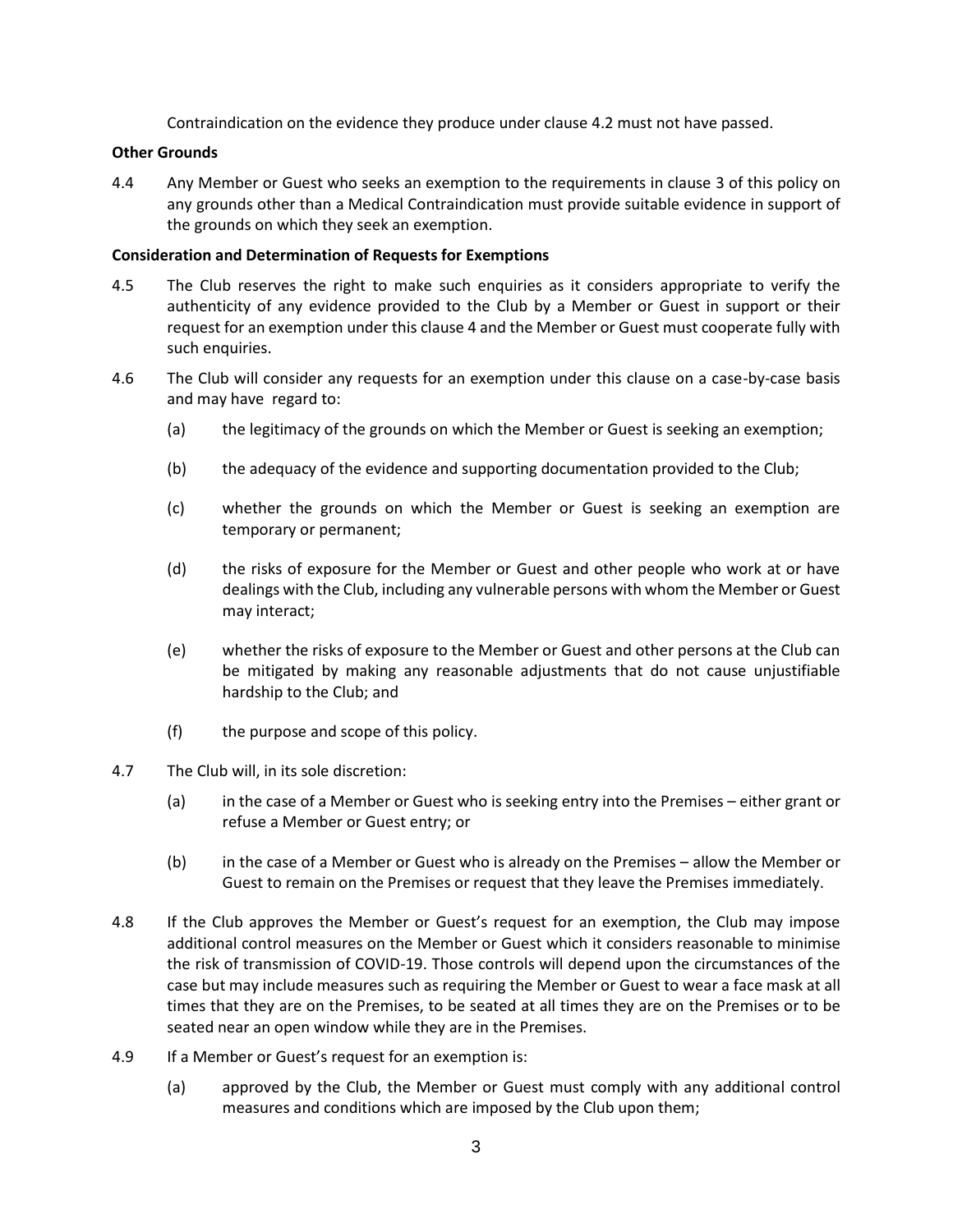Contraindication on the evidence they produce under clause 4.2 must not have passed.

**Other Grounds**

4.4 Any Member or Guest who seeks an exemption to the requirements in clause 3 of this policy on any grounds other than a Medical Contraindication must provide suitable evidence in support of the grounds on which they seek an exemption.

**Consideration and Determination of Requests for Exemptions**

4.5 The Club reserves the right to make such enquiries as it considers appropriate to verify the authenticity of any evidence provided to the Club by a Member or Guest in support or their request for an exemption under this clause 4 and the Member or Guest must cooperate fully with such enquiries.

4.6 The Club will consider any requests for an exemption under this clause on a case-by-case basis and may have regard to:

(a) the legitimacy of the grounds on which the Member or Guest is seeking an exemption;

(b) the adequacy of the evidence and supporting documentation provided to the Club;

(c) whether the grounds on which the Member or Guest is seeking an exemption are temporary or permanent;

(d) the risks of exposure for the Member or Guest and other people who work at or have dealings with the Club, including any vulnerable persons with whom the Member or Guest may interact;

(e) whether the risks of exposure to the Member or Guest and other persons at the Club can be mitigated by making any reasonable adjustments that do not cause unjustifiable hardship to the Club; and

(f) the purpose and scope of this policy.

4.7 The Club will, in its sole discretion:

(a) in the case of a Member or Guest who is seeking entry into the Premises – either grant or refuse a Member or Guest entry; or

(b) in the case of a Member or Guest who is already on the Premises – allow the Member or Guest to remain on the Premises or request that they leave the Premises immediately.

4.8 If the Club approves the Member or Guest's request for an exemption, the Club may impose additional control measures on the Member or Guest which it considers reasonable to minimise the risk of transmission of COVID-19. Those controls will depend upon the circumstances of the case but may include measures such as requiring the Member or Guest to wear a face mask at all times that they are on the Premises, to be seated at all times they are on the Premises or to be seated near an open window while they are in the Premises.

4.9 If a Member or Guest's request for an exemption is:

(a) approved by the Club, the Member or Guest must comply with any additional control measures and conditions which are imposed by the Club upon them;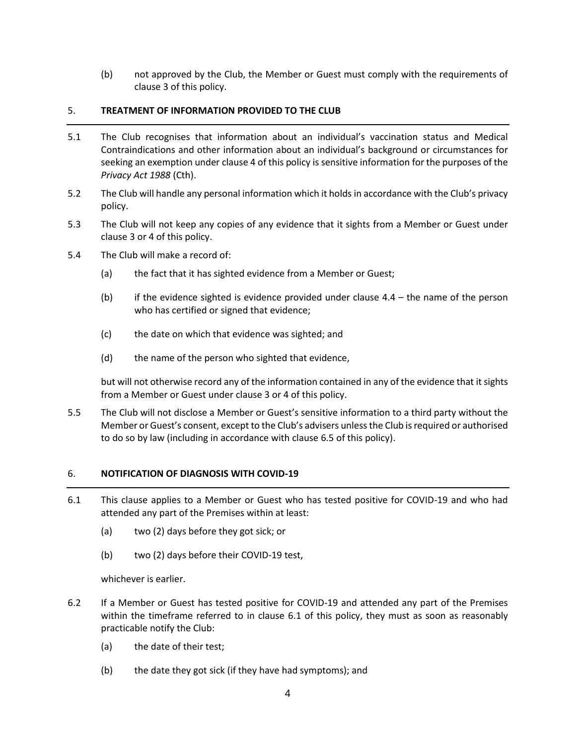(b) not approved by the Club, the Member or Guest must comply with the requirements of clause 3 of this policy.

## 5. TREATMENT OF INFORMATION PROVIDED TO THE CLUB

5.1 The Club recognises that information about an individual's vaccination status and Medical Contraindications and other information about an individual's background or circumstances for seeking an exemption under clause 4 of this policy is sensitive information for the purposes of the *Privacy Act 1988* (Cth).

5.2 The Club will handle any personal information which it holds in accordance with the Club's privacy policy.

5.3 The Club will not keep any copies of any evidence that it sights from a Member or Guest under clause 3 or 4 of this policy.

5.4 The Club will make a record of:

(a) the fact that it has sighted evidence from a Member or Guest;

(b) if the evidence sighted is evidence provided under clause 4.4 – the name of the person who has certified or signed that evidence;

(c) the date on which that evidence was sighted; and

(d) the name of the person who sighted that evidence,

but will not otherwise record any of the information contained in any of the evidence that it sights from a Member or Guest under clause 3 or 4 of this policy.

5.5 The Club will not disclose a Member or Guest's sensitive information to a third party without the Member or Guest's consent, except to the Club's advisers unless the Club is required or authorised to do so by law (including in accordance with clause 6.5 of this policy).

## 6. NOTIFICATION OF DIAGNOSIS WITH COVID-19

6.1 This clause applies to a Member or Guest who has tested positive for COVID-19 and who had attended any part of the Premises within at least:

(a) two (2) days before they got sick; or

(b) two (2) days before their COVID-19 test,

whichever is earlier.

6.2 If a Member or Guest has tested positive for COVID-19 and attended any part of the Premises within the timeframe referred to in clause 6.1 of this policy, they must as soon as reasonably practicable notify the Club:

(a) the date of their test;

(b) the date they got sick (if they have had symptoms); and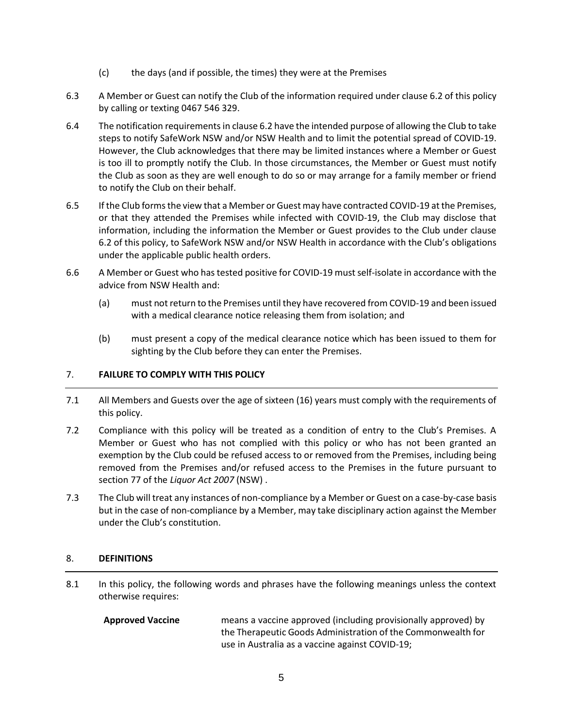(c) the days (and if possible, the times) they were at the Premises

6.3 A Member or Guest can notify the Club of the information required under clause 6.2 of this policy by calling or texting 0467 546 329.

6.4 The notification requirements in clause 6.2 have the intended purpose of allowing the Club to take steps to notify SafeWork NSW and/or NSW Health and to limit the potential spread of COVID-19. However, the Club acknowledges that there may be limited instances where a Member or Guest is too ill to promptly notify the Club. In those circumstances, the Member or Guest must notify the Club as soon as they are well enough to do so or may arrange for a family member or friend to notify the Club on their behalf.

6.5 If the Club forms the view that a Member or Guest may have contracted COVID-19 at the Premises, or that they attended the Premises while infected with COVID-19, the Club may disclose that information, including the information the Member or Guest provides to the Club under clause 6.2 of this policy, to SafeWork NSW and/or NSW Health in accordance with the Club's obligations under the applicable public health orders.

6.6 A Member or Guest who has tested positive for COVID-19 must self-isolate in accordance with the advice from NSW Health and:

(a) must not return to the Premises until they have recovered from COVID-19 and been issued with a medical clearance notice releasing them from isolation; and

(b) must present a copy of the medical clearance notice which has been issued to them for sighting by the Club before they can enter the Premises.

## 7. FAILURE TO COMPLY WITH THIS POLICY

7.1 All Members and Guests over the age of sixteen (16) years must comply with the requirements of this policy.

7.2 Compliance with this policy will be treated as a condition of entry to the Club's Premises. A Member or Guest who has not complied with this policy or who has not been granted an exemption by the Club could be refused access to or removed from the Premises, including being removed from the Premises and/or refused access to the Premises in the future pursuant to section 77 of the *Liquor Act 2007* (NSW) .

7.3 The Club will treat any instances of non-compliance by a Member or Guest on a case-by-case basis but in the case of non-compliance by a Member, may take disciplinary action against the Member under the Club's constitution.

## 8. DEFINITIONS

8.1 In this policy, the following words and phrases have the following meanings unless the context otherwise requires:

**Approved Vaccine** means a vaccine approved (including provisionally approved) by the Therapeutic Goods Administration of the Commonwealth for use in Australia as a vaccine against COVID-19;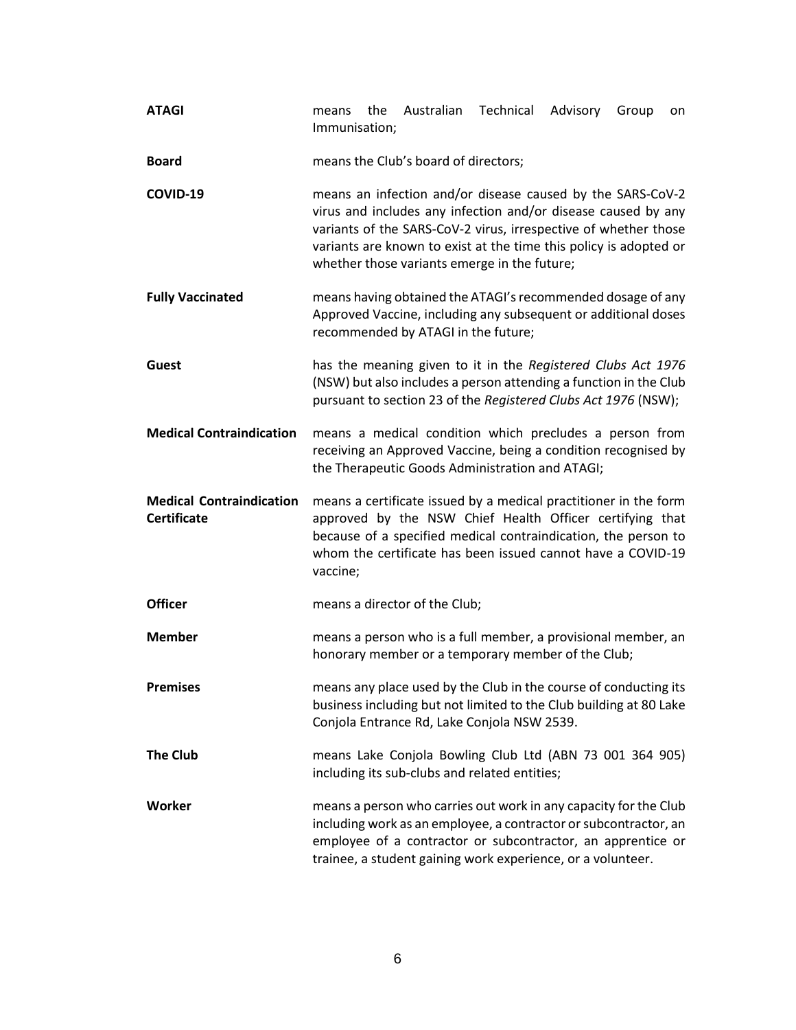| | |
|---|---|
| **ATAGI** | means the Australian Technical Advisory Group on Immunisation; |
| **Board** | means the Club's board of directors; |
| **COVID-19** | means an infection and/or disease caused by the SARS-CoV-2 virus and includes any infection and/or disease caused by any variants of the SARS-CoV-2 virus, irrespective of whether those variants are known to exist at the time this policy is adopted or whether those variants emerge in the future; |
| **Fully Vaccinated** | means having obtained the ATAGI's recommended dosage of any Approved Vaccine, including any subsequent or additional doses recommended by ATAGI in the future; |
| **Guest** | has the meaning given to it in the *Registered Clubs Act 1976* (NSW) but also includes a person attending a function in the Club pursuant to section 23 of the *Registered Clubs Act 1976* (NSW); |
| **Medical Contraindication** | means a medical condition which precludes a person from receiving an Approved Vaccine, being a condition recognised by the Therapeutic Goods Administration and ATAGI; |
| **Medical Contraindication Certificate** | means a certificate issued by a medical practitioner in the form approved by the NSW Chief Health Officer certifying that because of a specified medical contraindication, the person to whom the certificate has been issued cannot have a COVID-19 vaccine; |
| **Officer** | means a director of the Club; |
| **Member** | means a person who is a full member, a provisional member, an honorary member or a temporary member of the Club; |
| **Premises** | means any place used by the Club in the course of conducting its business including but not limited to the Club building at 80 Lake Conjola Entrance Rd, Lake Conjola NSW 2539. |
| **The Club** | means Lake Conjola Bowling Club Ltd (ABN 73 001 364 905) including its sub-clubs and related entities; |
| **Worker** | means a person who carries out work in any capacity for the Club including work as an employee, a contractor or subcontractor, an employee of a contractor or subcontractor, an apprentice or trainee, a student gaining work experience, or a volunteer. |